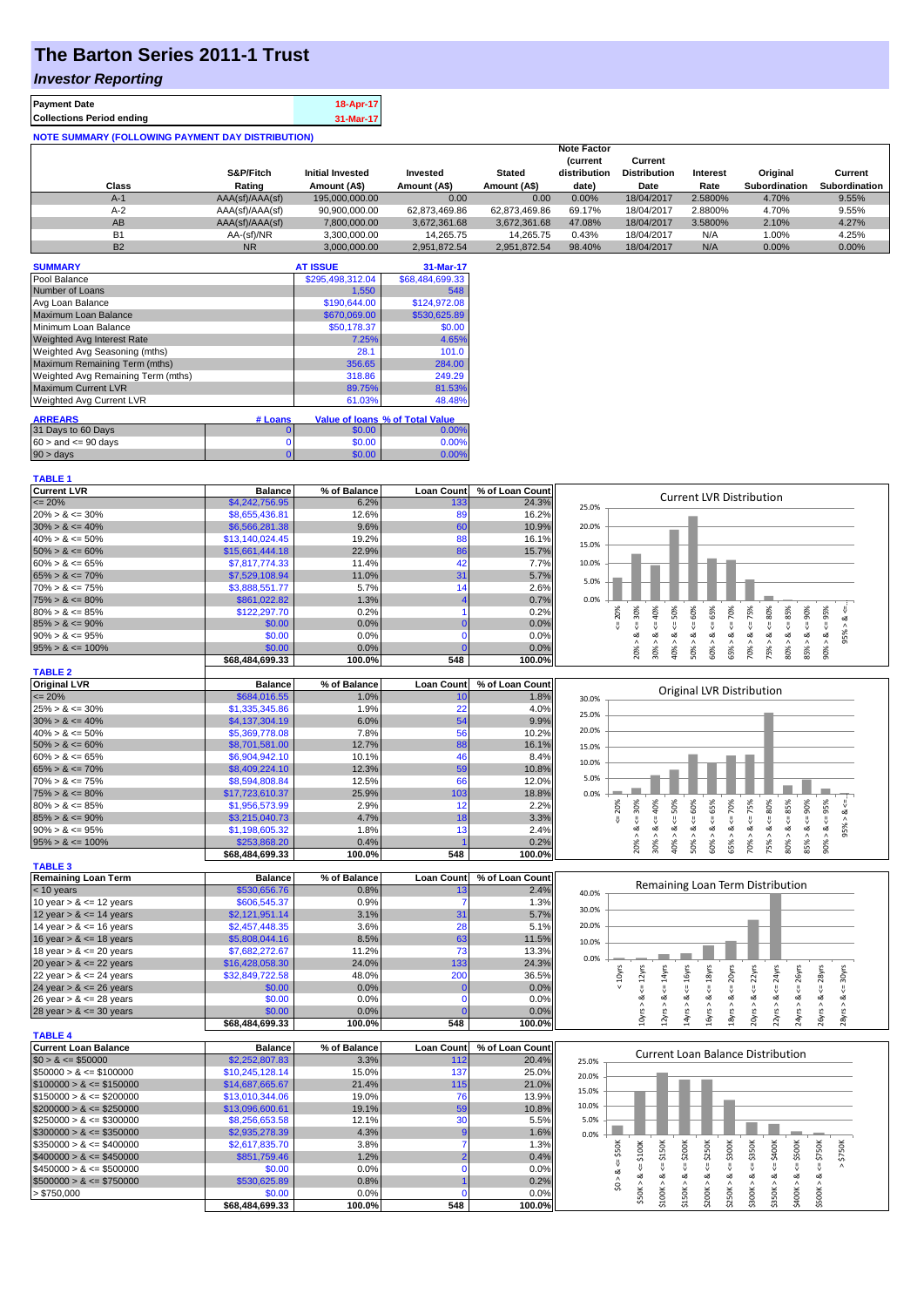# The Barton Series 2011-1 Trust

## *Investor Reporting*

| | |
|---|---|
| **Payment Date** | 18-Apr-17 |
| **Collections Period ending** | 31-Mar-17 |

**NOTE SUMMARY (FOLLOWING PAYMENT DAY DISTRIBUTION)**

| Class | S&P/Fitch Rating | Initial Invested Amount (A$) | Invested Amount (A$) | Stated Amount (A$) | Note Factor (current distribution date) | Current Distribution Date | Interest Rate | Original Subordination | Current Subordination |
|---|---|---|---|---|---|---|---|---|---|
| A-1 | AAA(sf)/AAA(sf) | 195,000,000.00 | 0.00 | 0.00 | 0.00% | 18/04/2017 | 2.5800% | 4.70% | 9.55% |
| A-2 | AAA(sf)/AAA(sf) | 90,900,000.00 | 62,873,469.86 | 62,873,469.86 | 69.17% | 18/04/2017 | 2.8800% | 4.70% | 9.55% |
| AB | AAA(sf)/AAA(sf) | 7,800,000.00 | 3,672,361.68 | 3,672,361.68 | 47.08% | 18/04/2017 | 3.5800% | 2.10% | 4.27% |
| B1 | AA-(sf)/NR | 3,300,000.00 | 14,265.75 | 14,265.75 | 0.43% | 18/04/2017 | N/A | 1.00% | 4.25% |
| B2 | NR | 3,000,000.00 | 2,951,872.54 | 2,951,872.54 | 98.40% | 18/04/2017 | N/A | 0.00% | 0.00% |

| SUMMARY | AT ISSUE | 31-Mar-17 |
|---|---|---|
| Pool Balance | $295,498,312.04 | $68,484,699.33 |
| Number of Loans | 1,550 | 548 |
| Avg Loan Balance | $190,644.00 | $124,972.08 |
| Maximum Loan Balance | $670,069.00 | $530,625.89 |
| Minimum Loan Balance | $50,178.37 | $0.00 |
| Weighted Avg Interest Rate | 7.25% | 4.65% |
| Weighted Avg Seasoning (mths) | 28.1 | 101.0 |
| Maximum Remaining Term (mths) | 356.65 | 284.00 |
| Weighted Avg Remaining Term (mths) | 318.86 | 249.29 |
| Maximum Current LVR | 89.75% | 81.53% |
| Weighted Avg Current LVR | 61.03% | 48.48% |

| ARREARS | # Loans | Value of loans | % of Total Value |
|---|---|---|---|
| 31 Days to 60 Days | 0 | $0.00 | 0.00% |
| 60 > and <= 90 days | 0 | $0.00 | 0.00% |
| 90 > days | 0 | $0.00 | 0.00% |

**TABLE 1**

| Current LVR | Balance | % of Balance | Loan Count | % of Loan Count |
|---|---|---|---|---|
| <= 20% | $4,242,756.95 | 6.2% | 133 | 24.3% |
| 20% > & <= 30% | $8,655,436.81 | 12.6% | 89 | 16.2% |
| 30% > & <= 40% | $6,566,281.38 | 9.6% | 60 | 10.9% |
| 40% > & <= 50% | $13,140,024.45 | 19.2% | 88 | 16.1% |
| 50% > & <= 60% | $15,661,444.18 | 22.9% | 86 | 15.7% |
| 60% > & <= 65% | $7,817,774.33 | 11.4% | 42 | 7.7% |
| 65% > & <= 70% | $7,529,108.94 | 11.0% | 31 | 5.7% |
| 70% > & <= 75% | $3,888,551.77 | 5.7% | 14 | 2.6% |
| 75% > & <= 80% | $861,022.82 | 1.3% | 4 | 0.7% |
| 80% > & <= 85% | $122,297.70 | 0.2% | 1 | 0.2% |
| 85% > & <= 90% | $0.00 | 0.0% | 0 | 0.0% |
| 90% > & <= 95% | $0.00 | 0.0% | 0 | 0.0% |
| 95% > & <= 100% | $0.00 | 0.0% | 0 | 0.0% |
| | $68,484,699.33 | 100.0% | 548 | 100.0% |

**TABLE 2**

| Original LVR | Balance | % of Balance | Loan Count | % of Loan Count |
|---|---|---|---|---|
| <= 20% | $684,016.55 | 1.0% | 10 | 1.8% |
| 25% > & <= 30% | $1,335,345.86 | 1.9% | 22 | 4.0% |
| 30% > & <= 40% | $4,137,304.19 | 6.0% | 54 | 9.9% |
| 40% > & <= 50% | $5,369,778.08 | 7.8% | 56 | 10.2% |
| 50% > & <= 60% | $8,701,581.00 | 12.7% | 88 | 16.1% |
| 60% > & <= 65% | $6,904,942.10 | 10.1% | 46 | 8.4% |
| 65% > & <= 70% | $8,409,224.10 | 12.3% | 59 | 10.8% |
| 70% > & <= 75% | $8,594,808.84 | 12.5% | 66 | 12.0% |
| 75% > & <= 80% | $17,723,610.37 | 25.9% | 103 | 18.8% |
| 80% > & <= 85% | $1,956,573.99 | 2.9% | 12 | 2.2% |
| 85% > & <= 90% | $3,215,040.73 | 4.7% | 18 | 3.3% |
| 90% > & <= 95% | $1,198,605.32 | 1.8% | 13 | 2.4% |
| 95% > & <= 100% | $253,868.20 | 0.4% | 1 | 0.2% |
| | $68,484,699.33 | 100.0% | 548 | 100.0% |

**TABLE 3**

| Remaining Loan Term | Balance | % of Balance | Loan Count | % of Loan Count |
|---|---|---|---|---|
| < 10 years | $530,656.76 | 0.8% | 13 | 2.4% |
| 10 year > & <= 12 years | $606,545.37 | 0.9% | 7 | 1.3% |
| 12 year > & <= 14 years | $2,121,951.14 | 3.1% | 31 | 5.7% |
| 14 year > & <= 16 years | $2,457,448.35 | 3.6% | 28 | 5.1% |
| 16 year > & <= 18 years | $5,808,044.16 | 8.5% | 63 | 11.5% |
| 18 year > & <= 20 years | $7,682,272.67 | 11.2% | 73 | 13.3% |
| 20 year > & <= 22 years | $16,428,058.30 | 24.0% | 133 | 24.3% |
| 22 year > & <= 24 years | $32,849,722.58 | 48.0% | 200 | 36.5% |
| 24 year > & <= 26 years | $0.00 | 0.0% | 0 | 0.0% |
| 26 year > & <= 28 years | $0.00 | 0.0% | 0 | 0.0% |
| 28 year > & <= 30 years | $0.00 | 0.0% | 0 | 0.0% |
| | $68,484,699.33 | 100.0% | 548 | 100.0% |

**TABLE 4**

| Current Loan Balance | Balance | % of Balance | Loan Count | % of Loan Count |
|---|---|---|---|---|
| $0 > & <= $50000 | $2,252,807.83 | 3.3% | 112 | 20.4% |
| $50000 > & <= $100000 | $10,245,128.14 | 15.0% | 137 | 25.0% |
| $100000 > & <= $150000 | $14,687,665.67 | 21.4% | 115 | 21.0% |
| $150000 > & <= $200000 | $13,010,344.06 | 19.0% | 76 | 13.9% |
| $200000 > & <= $250000 | $13,096,600.61 | 19.1% | 59 | 10.8% |
| $250000 > & <= $300000 | $8,256,653.58 | 12.1% | 30 | 5.5% |
| $300000 > & <= $350000 | $2,935,278.39 | 4.3% | 9 | 1.6% |
| $350000 > & <= $400000 | $2,617,835.70 | 3.8% | 7 | 1.3% |
| $400000 > & <= $450000 | $851,759.46 | 1.2% | 2 | 0.4% |
| $450000 > & <= $500000 | $0.00 | 0.0% | 0 | 0.0% |
| $500000 > & <= $750000 | $530,625.89 | 0.8% | 1 | 0.2% |
| > $750,000 | $0.00 | 0.0% | 0 | 0.0% |
| | $68,484,699.33 | 100.0% | 548 | 100.0% |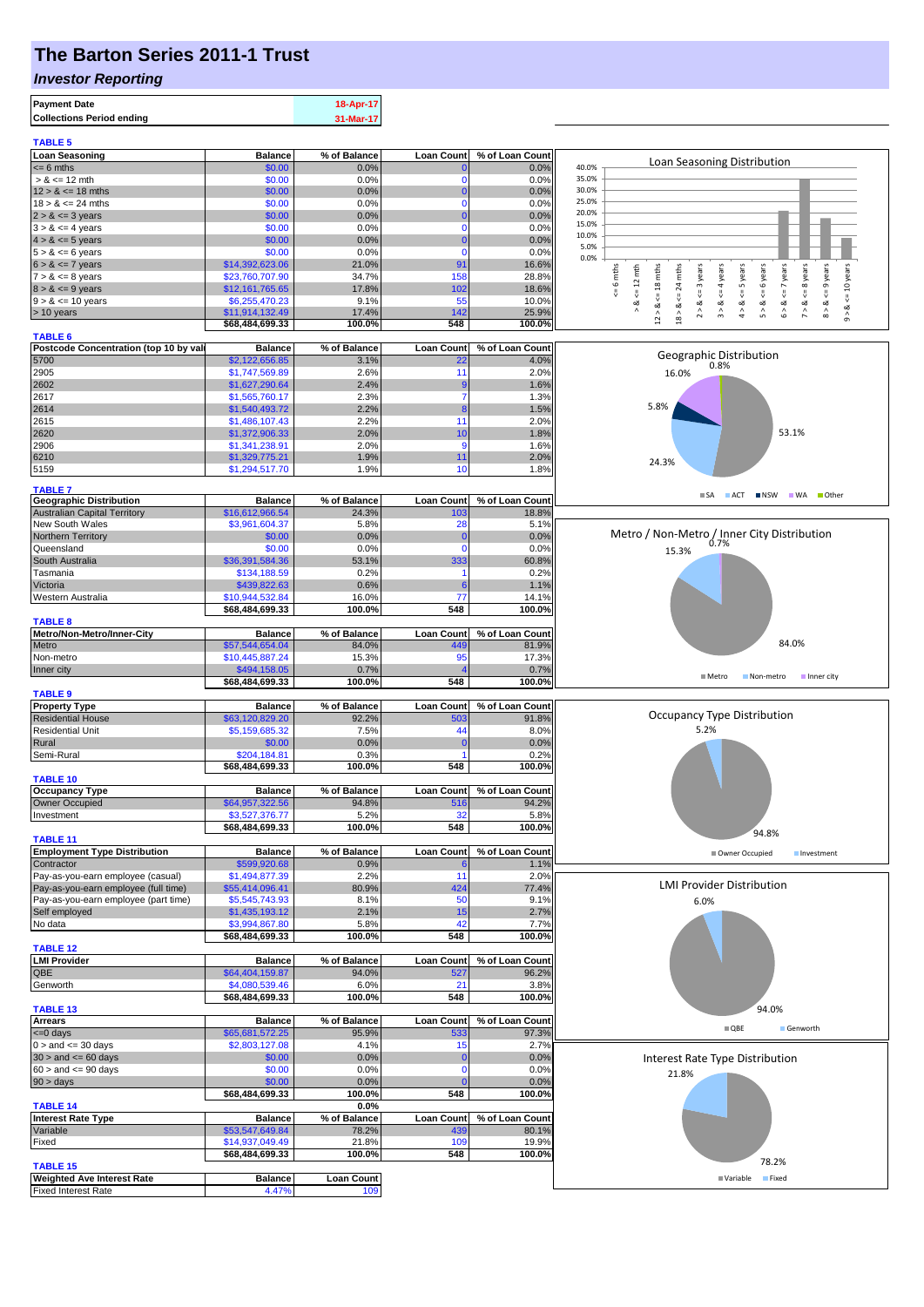# The Barton Series 2011-1 Trust

## *Investor Reporting*

| | |
|---|---|
| **Payment Date** | **18-Apr-17** |
| **Collections Period ending** | **31-Mar-17** |

**TABLE 5**

| Loan Seasoning | Balance | % of Balance | Loan Count | % of Loan Count |
|---|---|---|---|---|
| <= 6 mths | $0.00 | 0.0% | 0 | 0.0% |
| > & <= 12 mth | $0.00 | 0.0% | 0 | 0.0% |
| 12 > & <= 18 mths | $0.00 | 0.0% | 0 | 0.0% |
| 18 > & <= 24 mths | $0.00 | 0.0% | 0 | 0.0% |
| 2 > & <= 3 years | $0.00 | 0.0% | 0 | 0.0% |
| 3 > & <= 4 years | $0.00 | 0.0% | 0 | 0.0% |
| 4 > & <= 5 years | $0.00 | 0.0% | 0 | 0.0% |
| 5 > & <= 6 years | $0.00 | 0.0% | 0 | 0.0% |
| 6 > & <= 7 years | $14,392,623.06 | 21.0% | 91 | 16.6% |
| 7 > & <= 8 years | $23,760,707.90 | 34.7% | 158 | 28.8% |
| 8 > & <= 9 years | $12,161,765.65 | 17.8% | 102 | 18.6% |
| 9 > & <= 10 years | $6,255,470.23 | 9.1% | 55 | 10.0% |
| > 10 years | $11,914,132.49 | 17.4% | 142 | 25.9% |
| | $68,484,699.33 | 100.0% | 548 | 100.0% |

Loan Seasoning Distribution

40.0%
35.0%
30.0%
25.0%
20.0%
15.0%
10.0%
5.0%
0.0%

<= 6 mths
> & <= 12 mth
12 > & <= 18 mths
18 > & <= 24 mths
2 > & <= 3 years
3 > & <= 4 years
4 > & <= 5 years
5 > & <= 6 years
6 > & <= 7 years
7 > & <= 8 years
8 > & <= 9 years
9 > & <= 10 years

**TABLE 6**

| Postcode Concentration (top 10 by value) | Balance | % of Balance | Loan Count | % of Loan Count |
|---|---|---|---|---|
| 5700 | $2,122,656.85 | 3.1% | 22 | 4.0% |
| 2905 | $1,747,569.89 | 2.6% | 11 | 2.0% |
| 2602 | $1,627,290.64 | 2.4% | 9 | 1.6% |
| 2617 | $1,565,760.17 | 2.3% | 7 | 1.3% |
| 2614 | $1,540,493.72 | 2.2% | 8 | 1.5% |
| 2615 | $1,486,107.43 | 2.2% | 11 | 2.0% |
| 2620 | $1,372,906.33 | 2.0% | 10 | 1.8% |
| 2906 | $1,341,238.91 | 2.0% | 9 | 1.6% |
| 6210 | $1,329,775.21 | 1.9% | 11 | 2.0% |
| 5159 | $1,294,517.70 | 1.9% | 10 | 1.8% |

Geographic Distribution

0.8%
16.0%
5.8%
53.1%
24.3%

SA ACT NSW WA Other

**TABLE 7**

| Geographic Distribution | Balance | % of Balance | Loan Count | % of Loan Count |
|---|---|---|---|---|
| Australian Capital Territory | $16,612,966.54 | 24.3% | 103 | 18.8% |
| New South Wales | $3,961,604.37 | 5.8% | 28 | 5.1% |
| Northern Territory | $0.00 | 0.0% | 0 | 0.0% |
| Queensland | $0.00 | 0.0% | 0 | 0.0% |
| South Australia | $36,391,584.36 | 53.1% | 333 | 60.8% |
| Tasmania | $134,188.59 | 0.2% | 1 | 0.2% |
| Victoria | $439,822.63 | 0.6% | 6 | 1.1% |
| Western Australia | $10,944,532.84 | 16.0% | 77 | 14.1% |
| | $68,484,699.33 | 100.0% | 548 | 100.0% |

Metro / Non-Metro / Inner City Distribution

0.7%
15.3%
84.0%

Metro Non-metro Inner city

**TABLE 8**

| Metro/Non-Metro/Inner-City | Balance | % of Balance | Loan Count | % of Loan Count |
|---|---|---|---|---|
| Metro | $57,544,654.04 | 84.0% | 449 | 81.9% |
| Non-metro | $10,445,887.24 | 15.3% | 95 | 17.3% |
| Inner city | $494,158.05 | 0.7% | 4 | 0.7% |
| | $68,484,699.33 | 100.0% | 548 | 100.0% |

**TABLE 9**

| Property Type | Balance | % of Balance | Loan Count | % of Loan Count |
|---|---|---|---|---|
| Residential House | $63,120,829.20 | 92.2% | 503 | 91.8% |
| Residential Unit | $5,159,685.32 | 7.5% | 44 | 8.0% |
| Rural | $0.00 | 0.0% | 0 | 0.0% |
| Semi-Rural | $204,184.81 | 0.3% | 1 | 0.2% |
| | $68,484,699.33 | 100.0% | 548 | 100.0% |

Occupancy Type Distribution

5.2%
94.8%

Owner Occupied Investment

**TABLE 10**

| Occupancy Type | Balance | % of Balance | Loan Count | % of Loan Count |
|---|---|---|---|---|
| Owner Occupied | $64,957,322.56 | 94.8% | 516 | 94.2% |
| Investment | $3,527,376.77 | 5.2% | 32 | 5.8% |
| | $68,484,699.33 | 100.0% | 548 | 100.0% |

**TABLE 11**

| Employment Type Distribution | Balance | % of Balance | Loan Count | % of Loan Count |
|---|---|---|---|---|
| Contractor | $599,920.68 | 0.9% | 6 | 1.1% |
| Pay-as-you-earn employee (casual) | $1,494,877.39 | 2.2% | 11 | 2.0% |
| Pay-as-you-earn employee (full time) | $55,414,096.41 | 80.9% | 424 | 77.4% |
| Pay-as-you-earn employee (part time) | $5,545,743.93 | 8.1% | 50 | 9.1% |
| Self employed | $1,435,193.12 | 2.1% | 15 | 2.7% |
| No data | $3,994,867.80 | 5.8% | 42 | 7.7% |
| | $68,484,699.33 | 100.0% | 548 | 100.0% |

LMI Provider Distribution

6.0%
94.0%

QBE Genworth

**TABLE 12**

| LMI Provider | Balance | % of Balance | Loan Count | % of Loan Count |
|---|---|---|---|---|
| QBE | $64,404,159.87 | 94.0% | 527 | 96.2% |
| Genworth | $4,080,539.46 | 6.0% | 21 | 3.8% |
| | $68,484,699.33 | 100.0% | 548 | 100.0% |

**TABLE 13**

| Arrears | Balance | % of Balance | Loan Count | % of Loan Count |
|---|---|---|---|---|
| <=0 days | $65,681,572.25 | 95.9% | 533 | 97.3% |
| 0 > and <= 30 days | $2,803,127.08 | 4.1% | 15 | 2.7% |
| 30 > and <= 60 days | $0.00 | 0.0% | 0 | 0.0% |
| 60 > and <= 90 days | $0.00 | 0.0% | 0 | 0.0% |
| 90 > days | $0.00 | 0.0% | 0 | 0.0% |
| | $68,484,699.33 | 100.0% | 548 | 100.0% |

Interest Rate Type Distribution

21.8%
78.2%

Variable Fixed

**TABLE 14**

| Interest Rate Type | Balance | % of Balance | Loan Count | % of Loan Count |
|---|---|---|---|---|
| | | 0.0% | | |
| Variable | $53,547,649.84 | 78.2% | 439 | 80.1% |
| Fixed | $14,937,049.49 | 21.8% | 109 | 19.9% |
| | $68,484,699.33 | 100.0% | 548 | 100.0% |

**TABLE 15**

| Weighted Ave Interest Rate | Balance | Loan Count |
|---|---|---|
| Fixed Interest Rate | 4.47% | 109 |